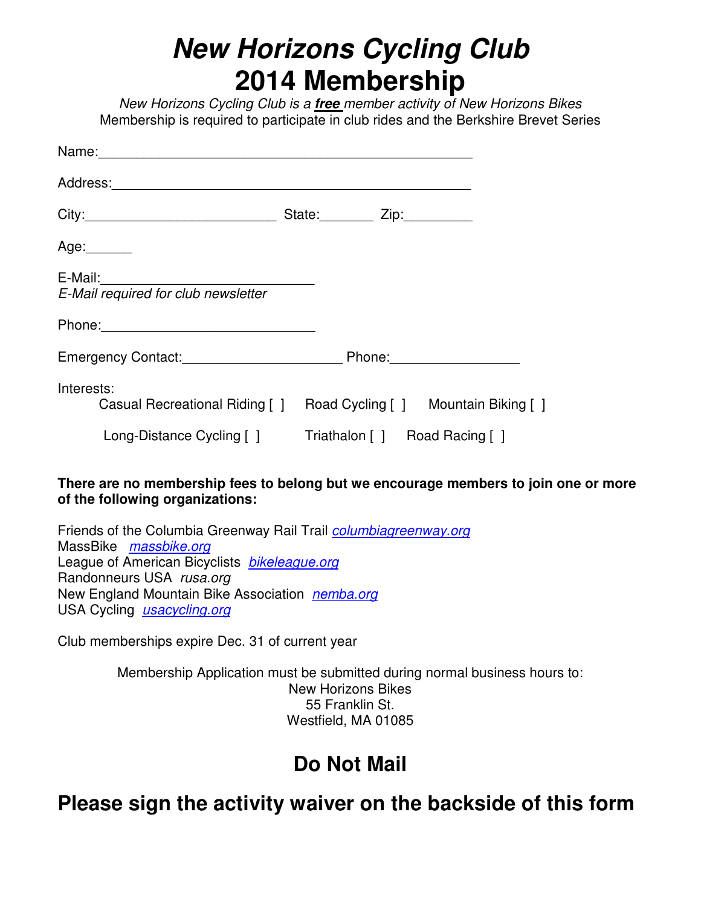# *New Horizons Cycling Club*
# 2014 Membership

*New Horizons Cycling Club is a* ***free*** *member activity of New Horizons Bikes*
Membership is required to participate in club rides and the Berkshire Brevet Series

Name:_______________________________________________

Address:_____________________________________________

City:________________________ State:_______ Zip:_________

Age:______

E-Mail:___________________________
*E-Mail required for club newsletter*

Phone:___________________________

Emergency Contact:____________________ Phone:________________

Interests:
Casual Recreational Riding [ ]   Road Cycling [ ]   Mountain Biking [ ]

Long-Distance Cycling [ ]   Triathalon [ ]   Road Racing [ ]

**There are no membership fees to belong but we encourage members to join one or more of the following organizations:**

Friends of the Columbia Greenway Rail Trail *columbiagreenway.org*
MassBike *massbike.org*
League of American Bicyclists *bikeleague.org*
Randonneurs USA *rusa.org*
New England Mountain Bike Association *nemba.org*
USA Cycling *usacycling.org*

Club memberships expire Dec. 31 of current year

Membership Application must be submitted during normal business hours to:
New Horizons Bikes
55 Franklin St.
Westfield, MA 01085

## Do Not Mail

## Please sign the activity waiver on the backside of this form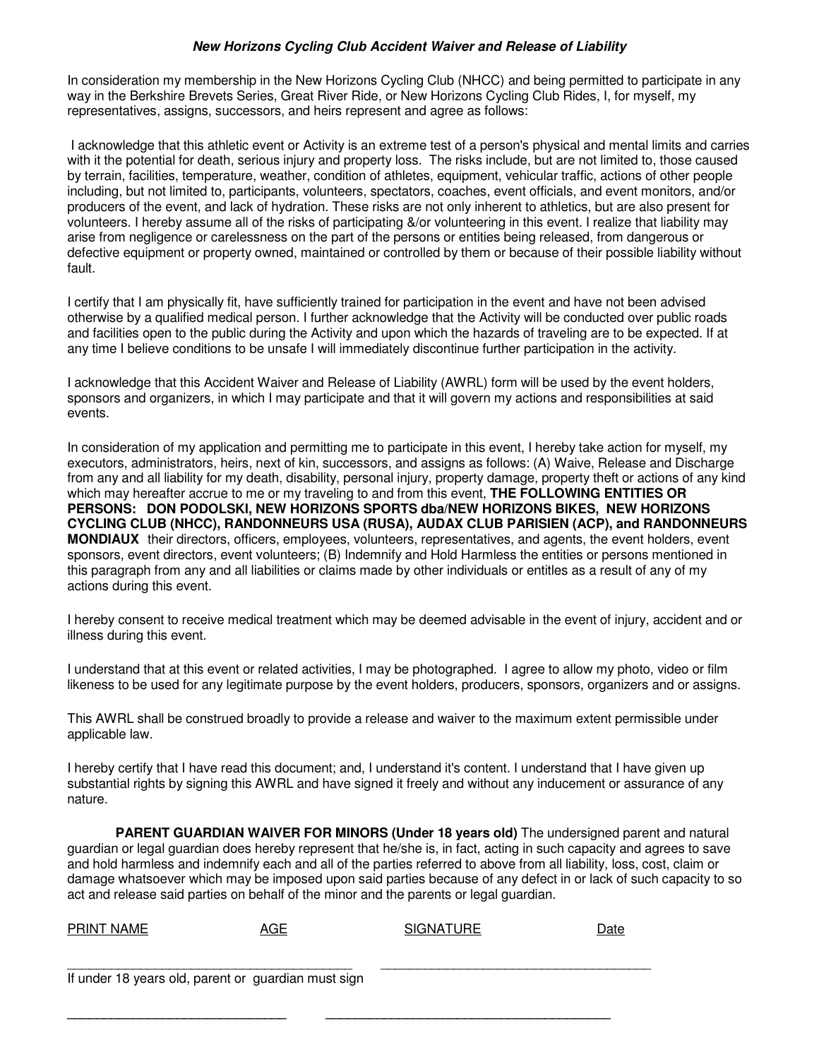***New Horizons Cycling Club Accident Waiver and Release of Liability***

In consideration my membership in the New Horizons Cycling Club (NHCC) and being permitted to participate in any way in the Berkshire Brevets Series, Great River Ride, or New Horizons Cycling Club Rides, I, for myself, my representatives, assigns, successors, and heirs represent and agree as follows:

I acknowledge that this athletic event or Activity is an extreme test of a person's physical and mental limits and carries with it the potential for death, serious injury and property loss. The risks include, but are not limited to, those caused by terrain, facilities, temperature, weather, condition of athletes, equipment, vehicular traffic, actions of other people including, but not limited to, participants, volunteers, spectators, coaches, event officials, and event monitors, and/or producers of the event, and lack of hydration. These risks are not only inherent to athletics, but are also present for volunteers. I hereby assume all of the risks of participating &/or volunteering in this event. I realize that liability may arise from negligence or carelessness on the part of the persons or entities being released, from dangerous or defective equipment or property owned, maintained or controlled by them or because of their possible liability without fault.

I certify that I am physically fit, have sufficiently trained for participation in the event and have not been advised otherwise by a qualified medical person. I further acknowledge that the Activity will be conducted over public roads and facilities open to the public during the Activity and upon which the hazards of traveling are to be expected. If at any time I believe conditions to be unsafe I will immediately discontinue further participation in the activity.

I acknowledge that this Accident Waiver and Release of Liability (AWRL) form will be used by the event holders, sponsors and organizers, in which I may participate and that it will govern my actions and responsibilities at said events.

In consideration of my application and permitting me to participate in this event, I hereby take action for myself, my executors, administrators, heirs, next of kin, successors, and assigns as follows: (A) Waive, Release and Discharge from any and all liability for my death, disability, personal injury, property damage, property theft or actions of any kind which may hereafter accrue to me or my traveling to and from this event, **THE FOLLOWING ENTITIES OR PERSONS: DON PODOLSKI, NEW HORIZONS SPORTS dba/NEW HORIZONS BIKES, NEW HORIZONS CYCLING CLUB (NHCC), RANDONNEURS USA (RUSA), AUDAX CLUB PARISIEN (ACP), and RANDONNEURS MONDIAUX** their directors, officers, employees, volunteers, representatives, and agents, the event holders, event sponsors, event directors, event volunteers; (B) Indemnify and Hold Harmless the entities or persons mentioned in this paragraph from any and all liabilities or claims made by other individuals or entitles as a result of any of my actions during this event.

I hereby consent to receive medical treatment which may be deemed advisable in the event of injury, accident and or illness during this event.

I understand that at this event or related activities, I may be photographed. I agree to allow my photo, video or film likeness to be used for any legitimate purpose by the event holders, producers, sponsors, organizers and or assigns.

This AWRL shall be construed broadly to provide a release and waiver to the maximum extent permissible under applicable law.

I hereby certify that I have read this document; and, I understand it's content. I understand that I have given up substantial rights by signing this AWRL and have signed it freely and without any inducement or assurance of any nature.

**PARENT GUARDIAN WAIVER FOR MINORS (Under 18 years old)** The undersigned parent and natural guardian or legal guardian does hereby represent that he/she is, in fact, acting in such capacity and agrees to save and hold harmless and indemnify each and all of the parties referred to above from all liability, loss, cost, claim or damage whatsoever which may be imposed upon said parties because of any defect in or lack of such capacity to so act and release said parties on behalf of the minor and the parents or legal guardian.

PRINT NAME AGE SIGNATURE Date

_________________________________________ _______________________________________

If under 18 years old, parent or guardian must sign

________________________________ _________________________________________